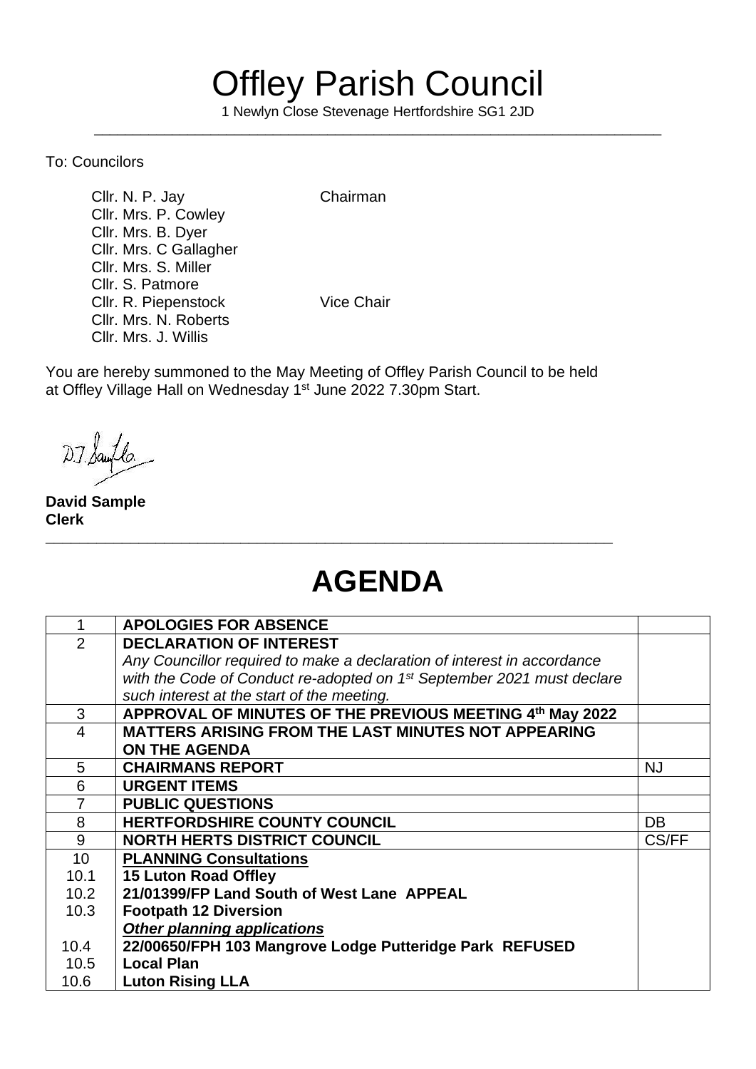# Offley Parish Council

1 Newlyn Close Stevenage Hertfordshire SG1 2JD

---

To: Councilors

| | |
|---|---|
| Cllr. N. P. Jay | Chairman |
| Cllr. Mrs. P. Cowley | |
| Cllr. Mrs. B. Dyer | |
| Cllr. Mrs. C Gallagher | |
| Cllr. Mrs. S. Miller | |
| Cllr. S. Patmore | |
| Cllr. R. Piepenstock | Vice Chair |
| Cllr. Mrs. N. Roberts | |
| Cllr. Mrs. J. Willis | |

You are hereby summoned to the May Meeting of Offley Parish Council to be held at Offley Village Hall on Wednesday 1st June 2022 7.30pm Start.

D.J. Sample

**David Sample**
**Clerk**

---

# AGENDA

| | | |
|---|---|---|
| 1 | **APOLOGIES FOR ABSENCE** | |
| 2 | **DECLARATION OF INTEREST**<br>*Any Councillor required to make a declaration of interest in accordance with the Code of Conduct re-adopted on 1st September 2021 must declare such interest at the start of the meeting.* | |
| 3 | **APPROVAL OF MINUTES OF THE PREVIOUS MEETING 4th May 2022** | |
| 4 | **MATTERS ARISING FROM THE LAST MINUTES NOT APPEARING ON THE AGENDA** | |
| 5 | **CHAIRMANS REPORT** | NJ |
| 6 | **URGENT ITEMS** | |
| 7 | **PUBLIC QUESTIONS** | |
| 8 | **HERTFORDSHIRE COUNTY COUNCIL** | DB |
| 9 | **NORTH HERTS DISTRICT COUNCIL** | CS/FF |
| 10 | **PLANNING Consultations** | |
| 10.1 | **15 Luton Road Offley** | |
| 10.2 | **21/01399/FP Land South of West Lane APPEAL** | |
| 10.3 | **Footpath 12 Diversion** | |
| | ***Other planning applications*** | |
| 10.4 | **22/00650/FPH 103 Mangrove Lodge Putteridge Park REFUSED** | |
| 10.5 | **Local Plan** | |
| 10.6 | **Luton Rising LLA** | |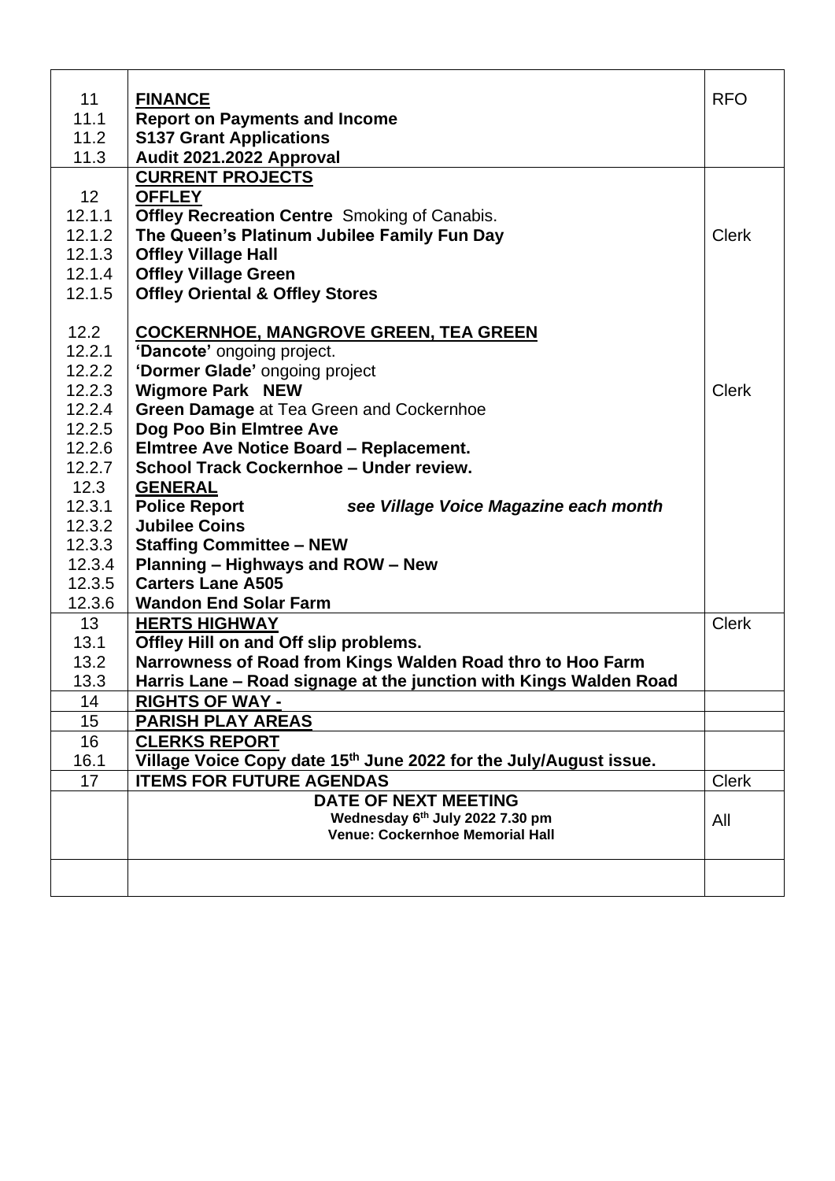| | | |
|---|---|---|
| 11<br>11.1<br>11.2<br>11.3 | **FINANCE**<br>**Report on Payments and Income**<br>**S137 Grant Applications**<br>**Audit 2021.2022 Approval** | RFO |
| <br>12<br>12.1.1<br>12.1.2<br>12.1.3<br>12.1.4<br>12.1.5 | **CURRENT PROJECTS**<br>**OFFLEY**<br>**Offley Recreation Centre** Smoking of Canabis.<br>**The Queen's Platinum Jubilee Family Fun Day**<br>**Offley Village Hall**<br>**Offley Village Green**<br>**Offley Oriental & Offley Stores** | Clerk |
| 12.2<br>12.2.1<br>12.2.2<br>12.2.3<br>12.2.4<br>12.2.5<br>12.2.6<br>12.2.7<br>12.3<br>12.3.1<br>12.3.2<br>12.3.3<br>12.3.4<br>12.3.5<br>12.3.6 | **COCKERNHOE, MANGROVE GREEN, TEA GREEN**<br>**'Dancote'** ongoing project.<br>**'Dormer Glade'** ongoing project<br>**Wigmore Park NEW**<br>**Green Damage** at Tea Green and Cockernhoe<br>**Dog Poo Bin Elmtree Ave**<br>**Elmtree Ave Notice Board – Replacement.**<br>**School Track Cockernhoe – Under review.**<br>**GENERAL**<br>**Police Report** ***see Village Voice Magazine each month***<br>**Jubilee Coins**<br>**Staffing Committee – NEW**<br>**Planning – Highways and ROW – New**<br>**Carters Lane A505**<br>**Wandon End Solar Farm** | Clerk |
| 13<br>13.1<br>13.2<br>13.3 | **HERTS HIGHWAY**<br>**Offley Hill on and Off slip problems.**<br>**Narrowness of Road from Kings Walden Road thro to Hoo Farm**<br>**Harris Lane – Road signage at the junction with Kings Walden Road** | Clerk |
| 14 | **RIGHTS OF WAY -** | |
| 15 | **PARISH PLAY AREAS** | |
| 16<br>16.1 | **CLERKS REPORT**<br>**Village Voice Copy date 15th June 2022 for the July/August issue.** | |
| 17 | **ITEMS FOR FUTURE AGENDAS** | Clerk |
| | **DATE OF NEXT MEETING**<br>**Wednesday 6th July 2022 7.30 pm**<br>**Venue: Cockernhoe Memorial Hall** | All |
| | | |